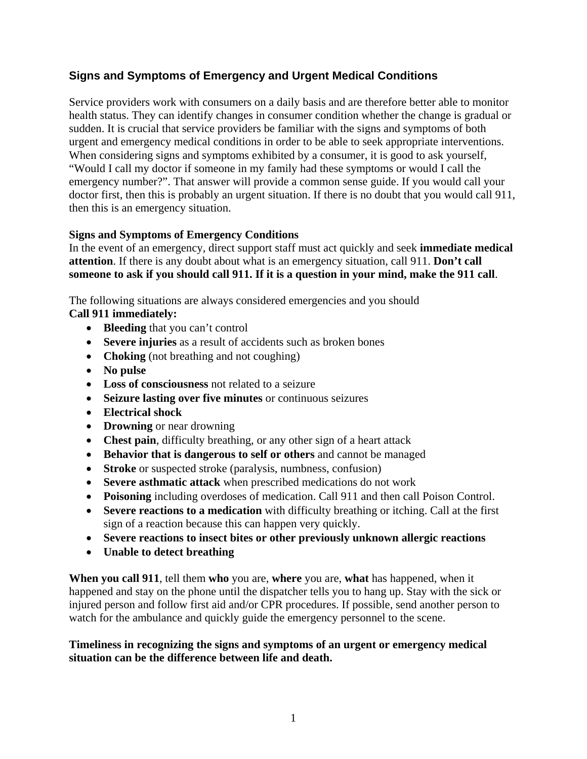## Signs and Symptoms of Emergency and Urgent Medical Conditions

Service providers work with consumers on a daily basis and are therefore better able to monitor health status. They can identify changes in consumer condition whether the change is gradual or sudden. It is crucial that service providers be familiar with the signs and symptoms of both urgent and emergency medical conditions in order to be able to seek appropriate interventions. When considering signs and symptoms exhibited by a consumer, it is good to ask yourself, "Would I call my doctor if someone in my family had these symptoms or would I call the emergency number?". That answer will provide a common sense guide. If you would call your doctor first, then this is probably an urgent situation. If there is no doubt that you would call 911, then this is an emergency situation.

### Signs and Symptoms of Emergency Conditions

In the event of an emergency, direct support staff must act quickly and seek **immediate medical attention**. If there is any doubt about what is an emergency situation, call 911. **Don't call someone to ask if you should call 911. If it is a question in your mind, make the 911 call**.

The following situations are always considered emergencies and you should
**Call 911 immediately:**

- **Bleeding** that you can't control
- **Severe injuries** as a result of accidents such as broken bones
- **Choking** (not breathing and not coughing)
- **No pulse**
- **Loss of consciousness** not related to a seizure
- **Seizure lasting over five minutes** or continuous seizures
- **Electrical shock**
- **Drowning** or near drowning
- **Chest pain**, difficulty breathing, or any other sign of a heart attack
- **Behavior that is dangerous to self or others** and cannot be managed
- **Stroke** or suspected stroke (paralysis, numbness, confusion)
- **Severe asthmatic attack** when prescribed medications do not work
- **Poisoning** including overdoses of medication. Call 911 and then call Poison Control.
- **Severe reactions to a medication** with difficulty breathing or itching. Call at the first sign of a reaction because this can happen very quickly.
- **Severe reactions to insect bites or other previously unknown allergic reactions**
- **Unable to detect breathing**

**When you call 911**, tell them **who** you are, **where** you are, **what** has happened, when it happened and stay on the phone until the dispatcher tells you to hang up. Stay with the sick or injured person and follow first aid and/or CPR procedures. If possible, send another person to watch for the ambulance and quickly guide the emergency personnel to the scene.

**Timeliness in recognizing the signs and symptoms of an urgent or emergency medical situation can be the difference between life and death.**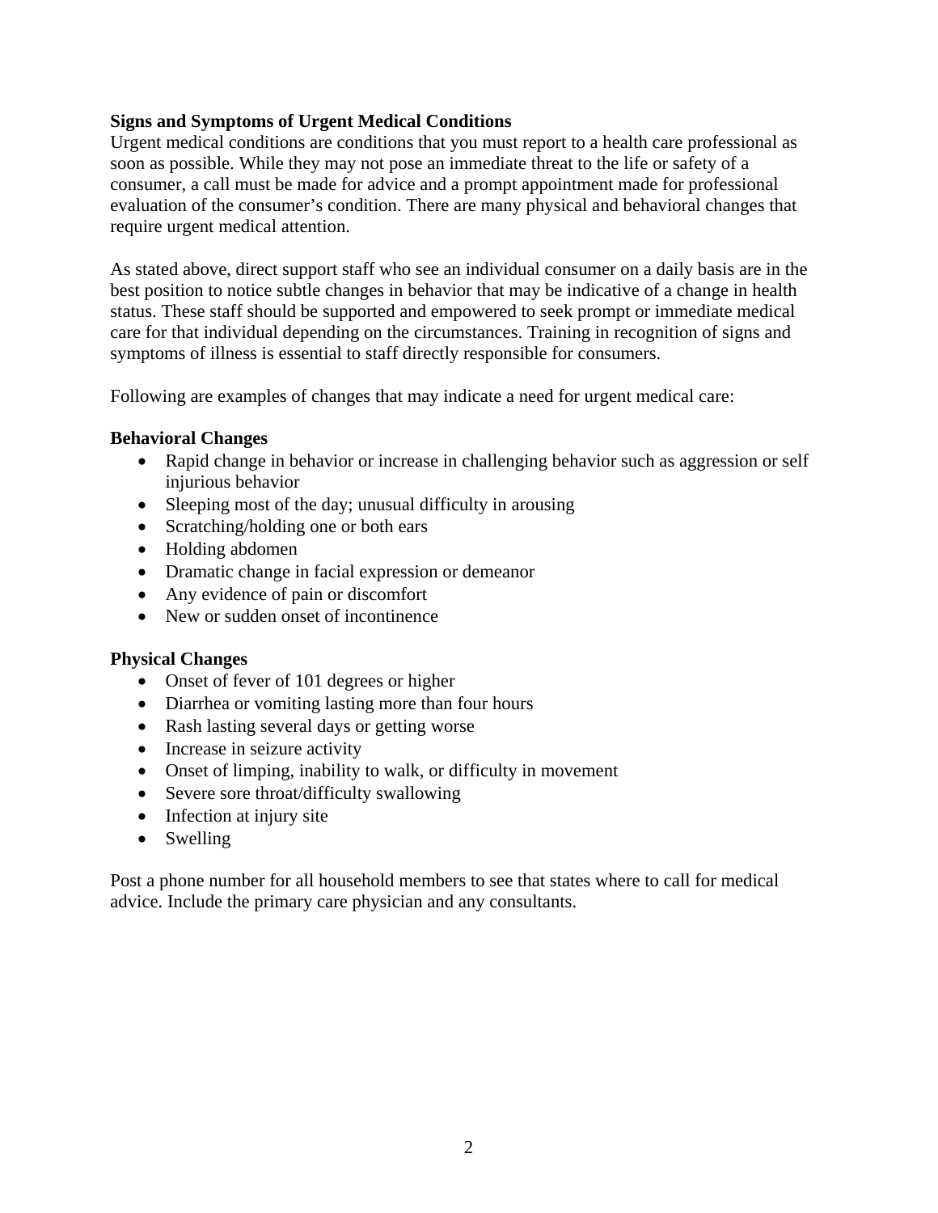## Signs and Symptoms of Urgent Medical Conditions

Urgent medical conditions are conditions that you must report to a health care professional as soon as possible. While they may not pose an immediate threat to the life or safety of a consumer, a call must be made for advice and a prompt appointment made for professional evaluation of the consumer's condition. There are many physical and behavioral changes that require urgent medical attention.

As stated above, direct support staff who see an individual consumer on a daily basis are in the best position to notice subtle changes in behavior that may be indicative of a change in health status. These staff should be supported and empowered to seek prompt or immediate medical care for that individual depending on the circumstances. Training in recognition of signs and symptoms of illness is essential to staff directly responsible for consumers.

Following are examples of changes that may indicate a need for urgent medical care:

### Behavioral Changes

- Rapid change in behavior or increase in challenging behavior such as aggression or self injurious behavior
- Sleeping most of the day; unusual difficulty in arousing
- Scratching/holding one or both ears
- Holding abdomen
- Dramatic change in facial expression or demeanor
- Any evidence of pain or discomfort
- New or sudden onset of incontinence

### Physical Changes

- Onset of fever of 101 degrees or higher
- Diarrhea or vomiting lasting more than four hours
- Rash lasting several days or getting worse
- Increase in seizure activity
- Onset of limping, inability to walk, or difficulty in movement
- Severe sore throat/difficulty swallowing
- Infection at injury site
- Swelling

Post a phone number for all household members to see that states where to call for medical advice. Include the primary care physician and any consultants.